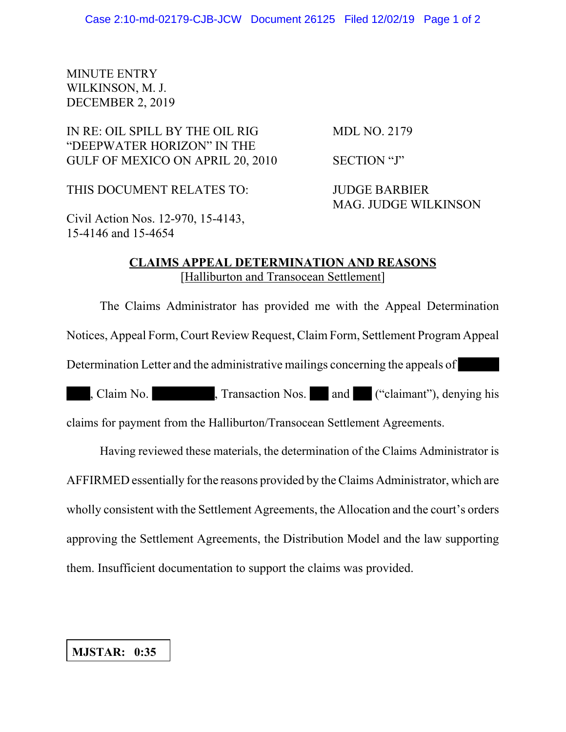MINUTE ENTRY
WILKINSON, M. J.
DECEMBER 2, 2019

| | |
|---|---|
| IN RE: OIL SPILL BY THE OIL RIG "DEEPWATER HORIZON" IN THE GULF OF MEXICO ON APRIL 20, 2010 | MDL NO. 2179 |
| | SECTION "J" |
| THIS DOCUMENT RELATES TO: | JUDGE BARBIER<br>MAG. JUDGE WILKINSON |
| Civil Action Nos. 12-970, 15-4143, 15-4146 and 15-4654 | |

## CLAIMS APPEAL DETERMINATION AND REASONS
[Halliburton and Transocean Settlement]

The Claims Administrator has provided me with the Appeal Determination Notices, Appeal Form, Court Review Request, Claim Form, Settlement Program Appeal Determination Letter and the administrative mailings concerning the appeals of [REDACTED], Claim No. [REDACTED], Transaction Nos. [REDACTED] and [REDACTED] ("claimant"), denying his claims for payment from the Halliburton/Transocean Settlement Agreements.

Having reviewed these materials, the determination of the Claims Administrator is AFFIRMED essentially for the reasons provided by the Claims Administrator, which are wholly consistent with the Settlement Agreements, the Allocation and the court's orders approving the Settlement Agreements, the Distribution Model and the law supporting them. Insufficient documentation to support the claims was provided.

**MJSTAR: 0:35**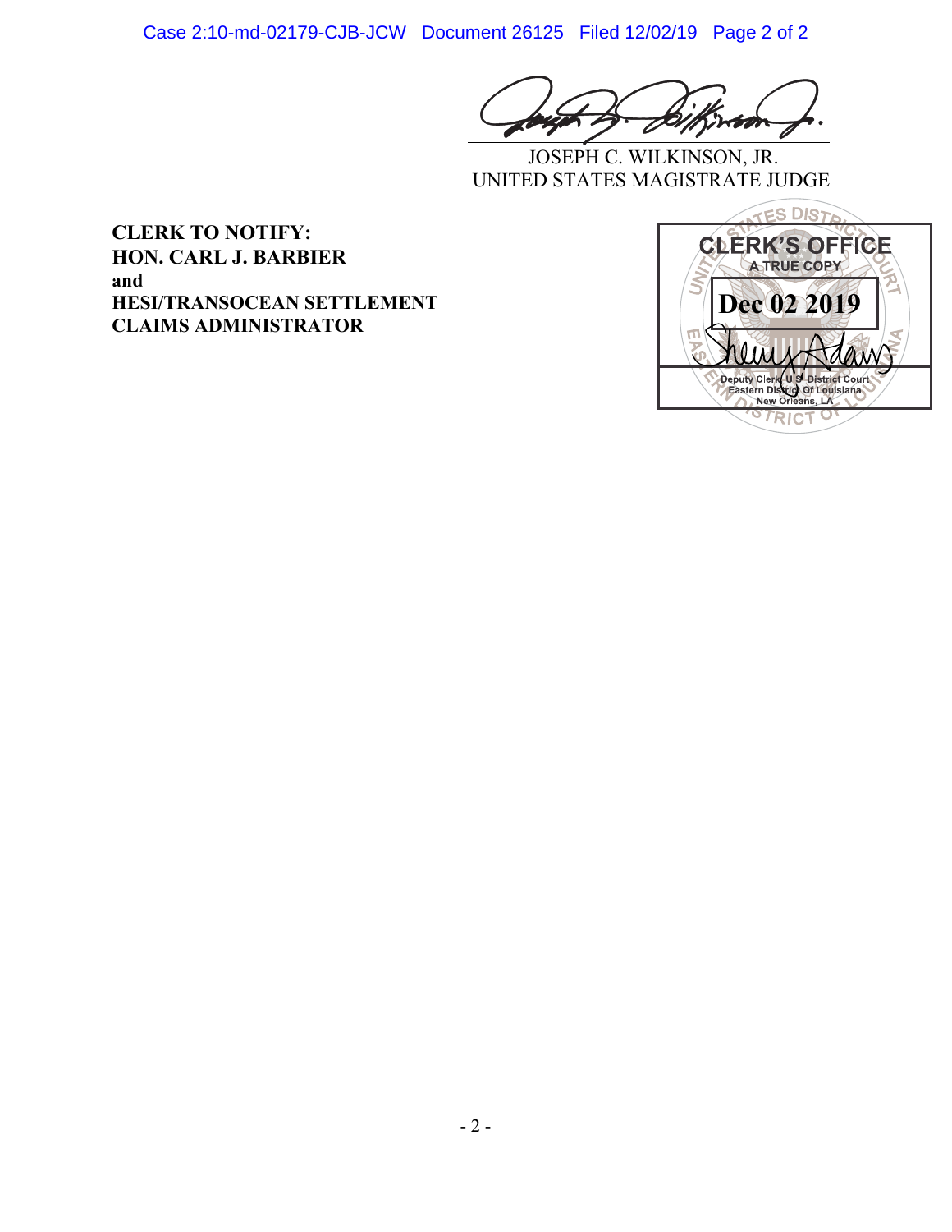JOSEPH C. WILKINSON, JR.
UNITED STATES MAGISTRATE JUDGE

**CLERK TO NOTIFY:**
**HON. CARL J. BARBIER**
**and**
**HESI/TRANSOCEAN SETTLEMENT CLAIMS ADMINISTRATOR**

CLERK'S OFFICE
A TRUE COPY
Dec 02 2019
Deputy Clerk, U.S. District Court
Eastern District Of Louisiana
New Orleans, LA